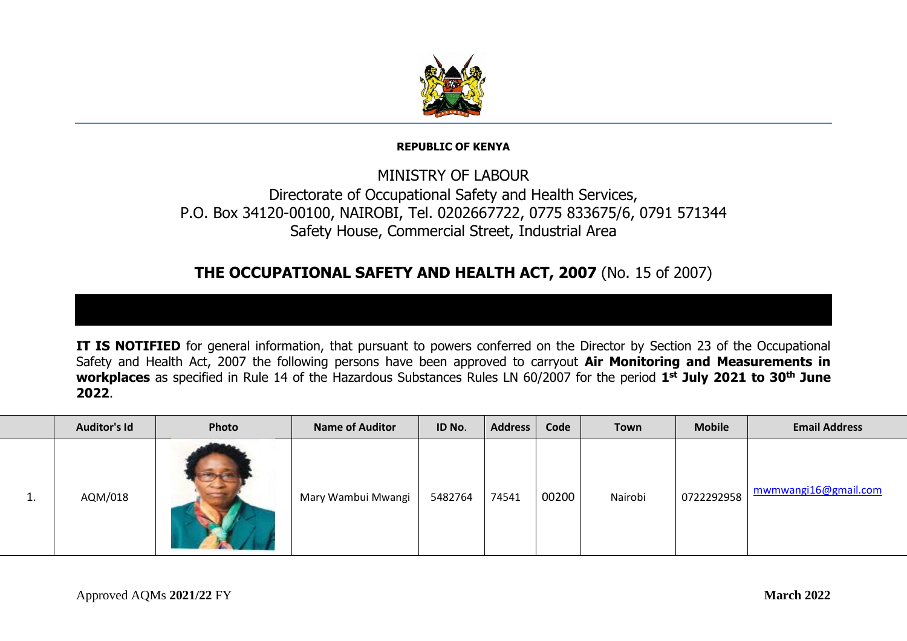**REPUBLIC OF KENYA**

MINISTRY OF LABOUR
Directorate of Occupational Safety and Health Services,
P.O. Box 34120-00100, NAIROBI, Tel. 0202667722, 0775 833675/6, 0791 571344
Safety House, Commercial Street, Industrial Area

## THE OCCUPATIONAL SAFETY AND HEALTH ACT, 2007 (No. 15 of 2007)

**IT IS NOTIFIED** for general information, that pursuant to powers conferred on the Director by Section 23 of the Occupational Safety and Health Act, 2007 the following persons have been approved to carryout **Air Monitoring and Measurements in workplaces** as specified in Rule 14 of the Hazardous Substances Rules LN 60/2007 for the period **1st July 2021 to 30th June 2022**.

| | Auditor's Id | Photo | Name of Auditor | ID No. | Address | Code | Town | Mobile | Email Address |
|---|---|---|---|---|---|---|---|---|---|
| 1. | AQM/018 | | Mary Wambui Mwangi | 5482764 | 74541 | 00200 | Nairobi | 0722292958 | mwmwangi16@gmail.com |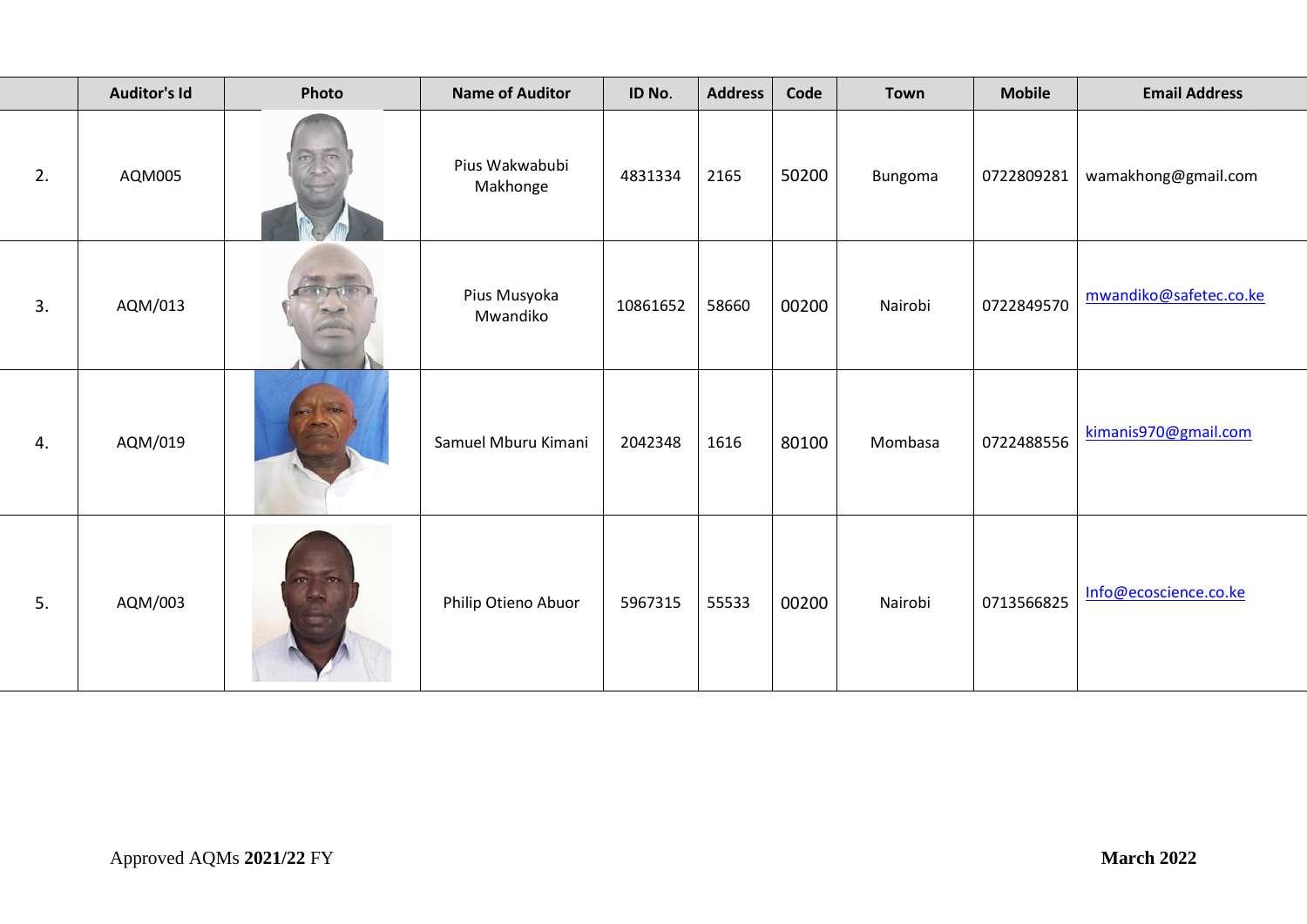|  | Auditor's Id | Photo | Name of Auditor | ID No. | Address | Code | Town | Mobile | Email Address |
|---|---|---|---|---|---|---|---|---|---|
| 2. | AQM005 |  | Pius Wakwabubi Makhonge | 4831334 | 2165 | 50200 | Bungoma | 0722809281 | wamakhong@gmail.com |
| 3. | AQM/013 |  | Pius Musyoka Mwandiko | 10861652 | 58660 | 00200 | Nairobi | 0722849570 | mwandiko@safetec.co.ke |
| 4. | AQM/019 |  | Samuel Mburu Kimani | 2042348 | 1616 | 80100 | Mombasa | 0722488556 | kimanis970@gmail.com |
| 5. | AQM/003 |  | Philip Otieno Abuor | 5967315 | 55533 | 00200 | Nairobi | 0713566825 | Info@ecoscience.co.ke |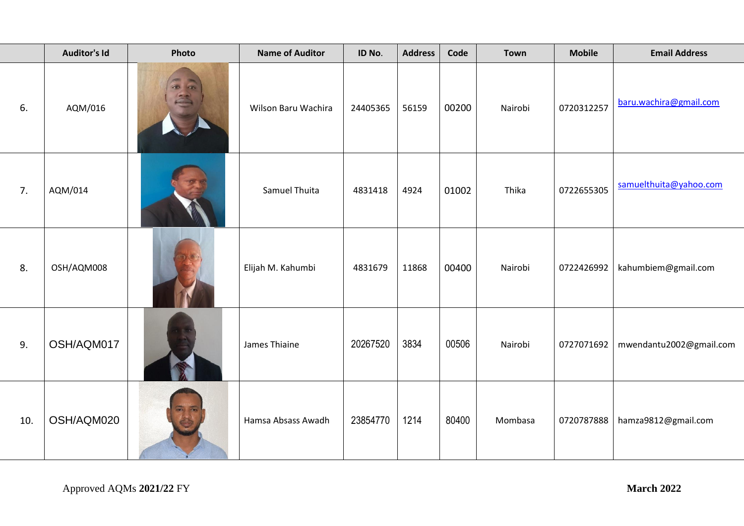| | Auditor's Id | Photo | Name of Auditor | ID No. | Address | Code | Town | Mobile | Email Address |
|---|---|---|---|---|---|---|---|---|---|
| 6. | AQM/016 | | Wilson Baru Wachira | 24405365 | 56159 | 00200 | Nairobi | 0720312257 | baru.wachira@gmail.com |
| 7. | AQM/014 | | Samuel Thuita | 4831418 | 4924 | 01002 | Thika | 0722655305 | samuelthuita@yahoo.com |
| 8. | OSH/AQM008 | | Elijah M. Kahumbi | 4831679 | 11868 | 00400 | Nairobi | 0722426992 | kahumbiem@gmail.com |
| 9. | OSH/AQM017 | | James Thiaine | 20267520 | 3834 | 00506 | Nairobi | 0727071692 | mwendantu2002@gmail.com |
| 10. | OSH/AQM020 | | Hamsa Absass Awadh | 23854770 | 1214 | 80400 | Mombasa | 0720787888 | hamza9812@gmail.com |

Approved AQMs **2021/22** FY **March 2022**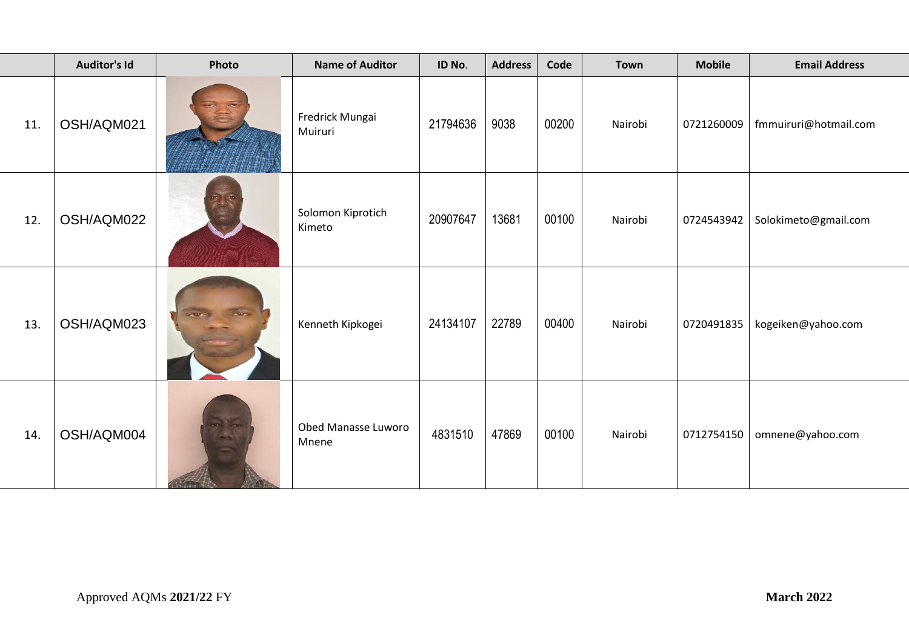| | Auditor's Id | Photo | Name of Auditor | ID No. | Address | Code | Town | Mobile | Email Address |
|---|---|---|---|---|---|---|---|---|---|
| 11. | OSH/AQM021 | | Fredrick Mungai Muiruri | 21794636 | 9038 | 00200 | Nairobi | 0721260009 | fmmuiruri@hotmail.com |
| 12. | OSH/AQM022 | | Solomon Kiprotich Kimeto | 20907647 | 13681 | 00100 | Nairobi | 0724543942 | Solokimeto@gmail.com |
| 13. | OSH/AQM023 | | Kenneth Kipkogei | 24134107 | 22789 | 00400 | Nairobi | 0720491835 | kogeiken@yahoo.com |
| 14. | OSH/AQM004 | | Obed Manasse Luworo Mnene | 4831510 | 47869 | 00100 | Nairobi | 0712754150 | omnene@yahoo.com |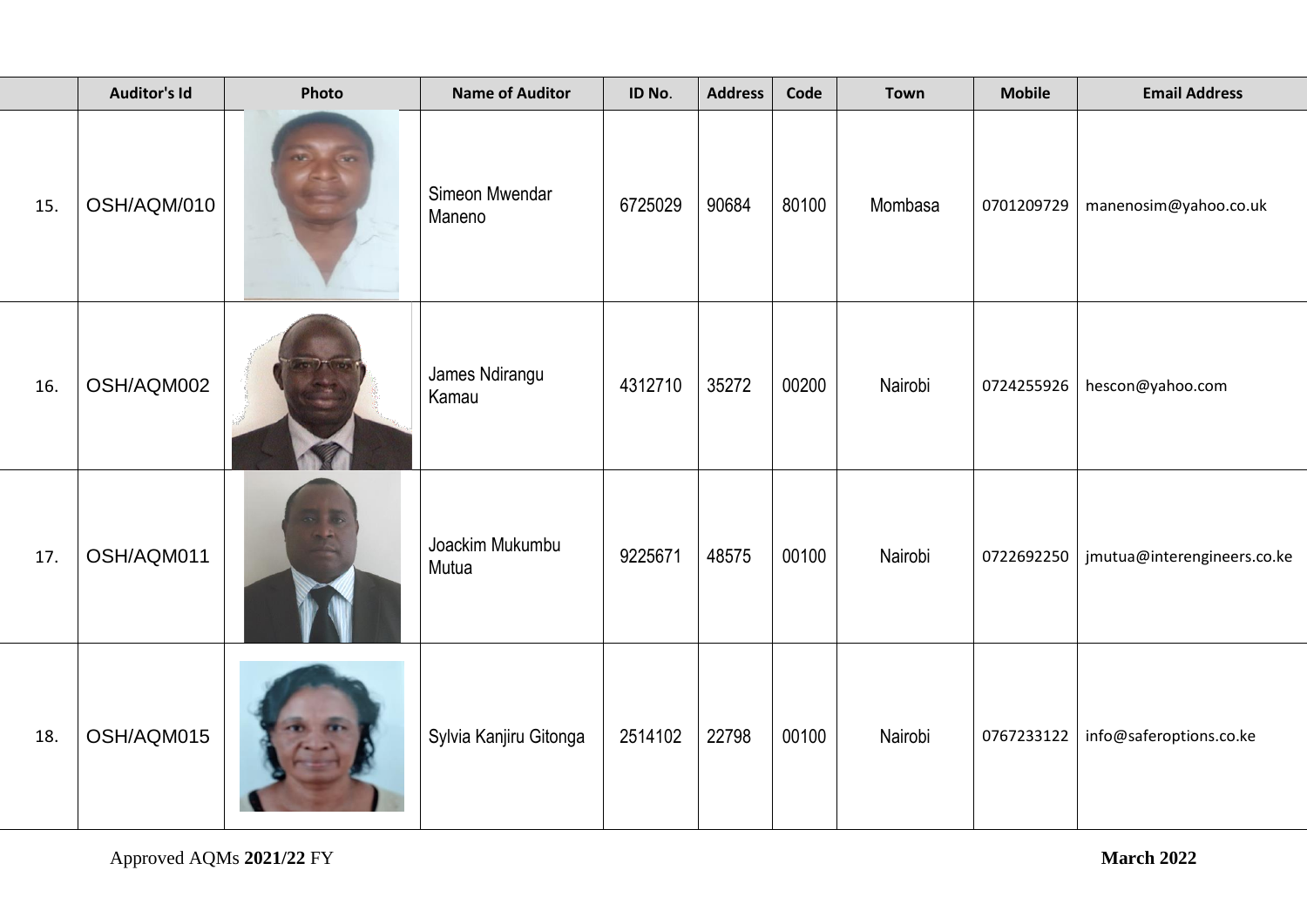| | Auditor's Id | Photo | Name of Auditor | ID No. | Address | Code | Town | Mobile | Email Address |
|---|---|---|---|---|---|---|---|---|---|
| 15. | OSH/AQM/010 | | Simeon Mwendar Maneno | 6725029 | 90684 | 80100 | Mombasa | 0701209729 | manenosim@yahoo.co.uk |
| 16. | OSH/AQM002 | | James Ndirangu Kamau | 4312710 | 35272 | 00200 | Nairobi | 0724255926 | hescon@yahoo.com |
| 17. | OSH/AQM011 | | Joackim Mukumbu Mutua | 9225671 | 48575 | 00100 | Nairobi | 0722692250 | jmutua@interengineers.co.ke |
| 18. | OSH/AQM015 | | Sylvia Kanjiru Gitonga | 2514102 | 22798 | 00100 | Nairobi | 0767233122 | info@saferoptions.co.ke |

Approved AQMs **2021/22** FY **March 2022**